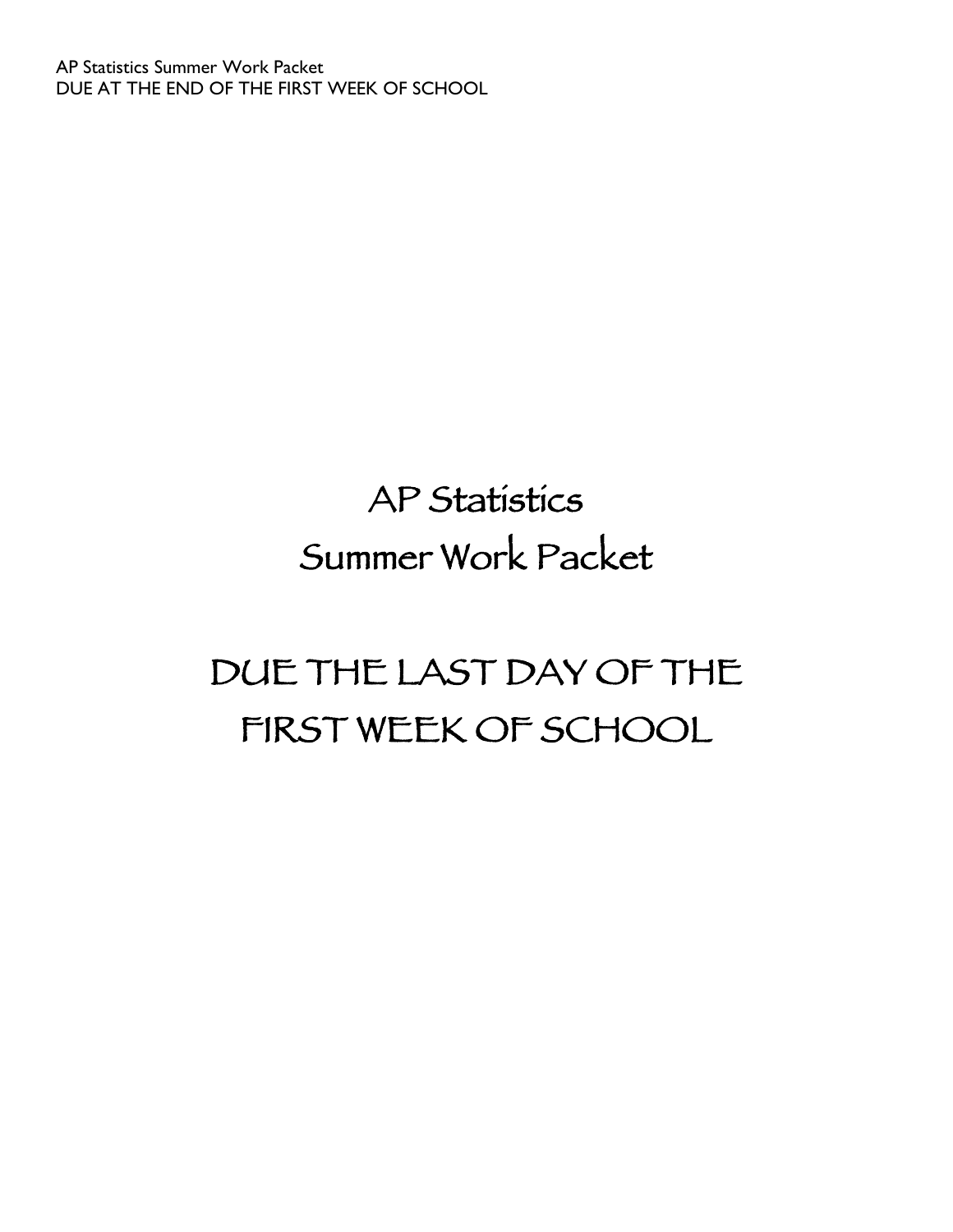# AP Statistics
# Summer Work Packet

# DUE THE LAST DAY OF THE FIRST WEEK OF SCHOOL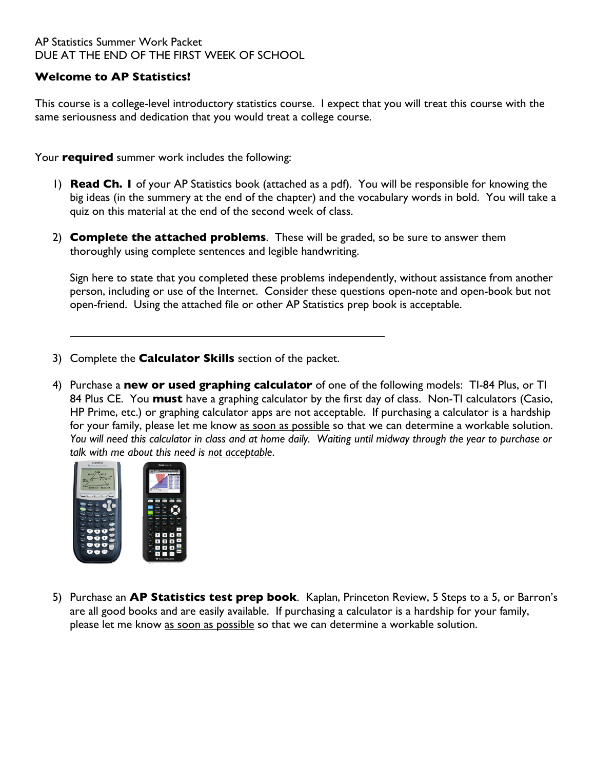AP Statistics Summer Work Packet
DUE AT THE END OF THE FIRST WEEK OF SCHOOL

**Welcome to AP Statistics!**

This course is a college-level introductory statistics course. I expect that you will treat this course with the same seriousness and dedication that you would treat a college course.

Your **required** summer work includes the following:

1) **Read Ch. 1** of your AP Statistics book (attached as a pdf). You will be responsible for knowing the big ideas (in the summery at the end of the chapter) and the vocabulary words in bold. You will take a quiz on this material at the end of the second week of class.

2) **Complete the attached problems**. These will be graded, so be sure to answer them thoroughly using complete sentences and legible handwriting.

   Sign here to state that you completed these problems independently, without assistance from another person, including or use of the Internet. Consider these questions open-note and open-book but not open-friend. Using the attached file or other AP Statistics prep book is acceptable.

   ______________________________________________

3) Complete the **Calculator Skills** section of the packet.

4) Purchase a **new or used graphing calculator** of one of the following models: TI-84 Plus, or TI 84 Plus CE. You **must** have a graphing calculator by the first day of class. Non-TI calculators (Casio, HP Prime, etc.) or graphing calculator apps are not acceptable. If purchasing a calculator is a hardship for your family, please let me know as soon as possible so that we can determine a workable solution. *You will need this calculator in class and at home daily. Waiting until midway through the year to purchase or talk with me about this need is not acceptable.*

5) Purchase an **AP Statistics test prep book**. Kaplan, Princeton Review, 5 Steps to a 5, or Barron's are all good books and are easily available. If purchasing a calculator is a hardship for your family, please let me know as soon as possible so that we can determine a workable solution.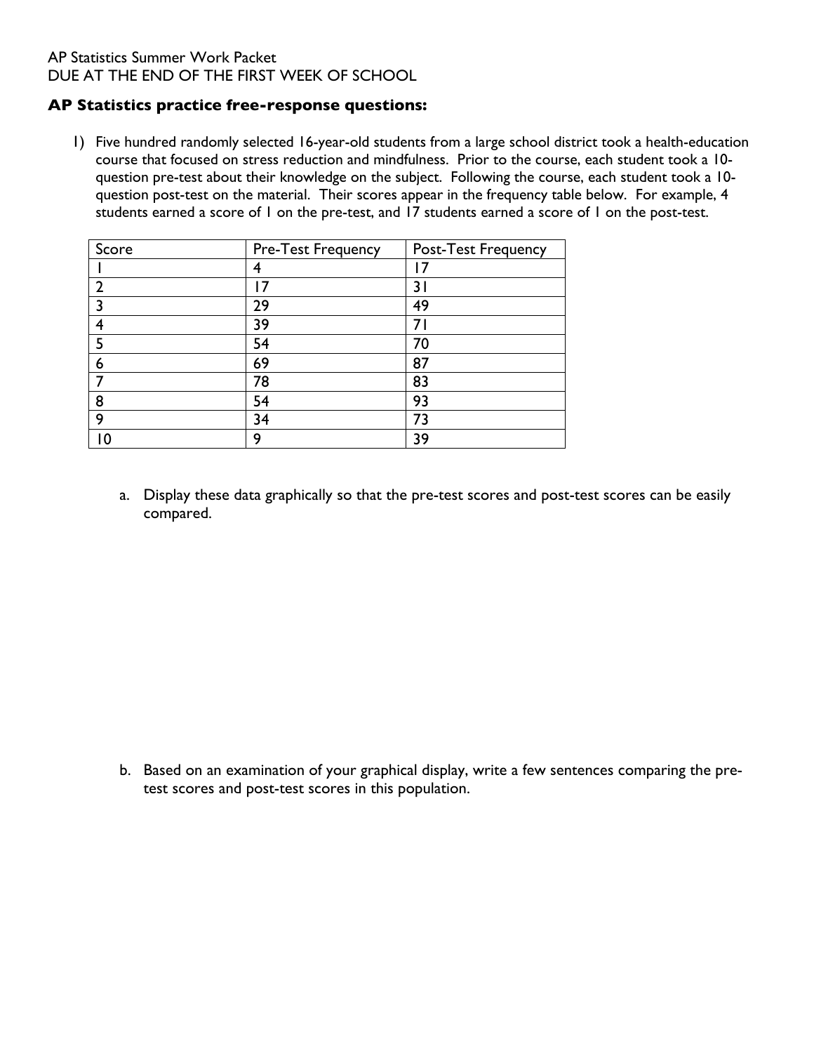AP Statistics Summer Work Packet
DUE AT THE END OF THE FIRST WEEK OF SCHOOL

## AP Statistics practice free-response questions:

1) Five hundred randomly selected 16-year-old students from a large school district took a health-education course that focused on stress reduction and mindfulness. Prior to the course, each student took a 10-question pre-test about their knowledge on the subject. Following the course, each student took a 10-question post-test on the material. Their scores appear in the frequency table below. For example, 4 students earned a score of 1 on the pre-test, and 17 students earned a score of 1 on the post-test.

| Score | Pre-Test Frequency | Post-Test Frequency |
|---|---|---|
| 1 | 4 | 17 |
| 2 | 17 | 31 |
| 3 | 29 | 49 |
| 4 | 39 | 71 |
| 5 | 54 | 70 |
| 6 | 69 | 87 |
| 7 | 78 | 83 |
| 8 | 54 | 93 |
| 9 | 34 | 73 |
| 10 | 9 | 39 |

a. Display these data graphically so that the pre-test scores and post-test scores can be easily compared.

b. Based on an examination of your graphical display, write a few sentences comparing the pre-test scores and post-test scores in this population.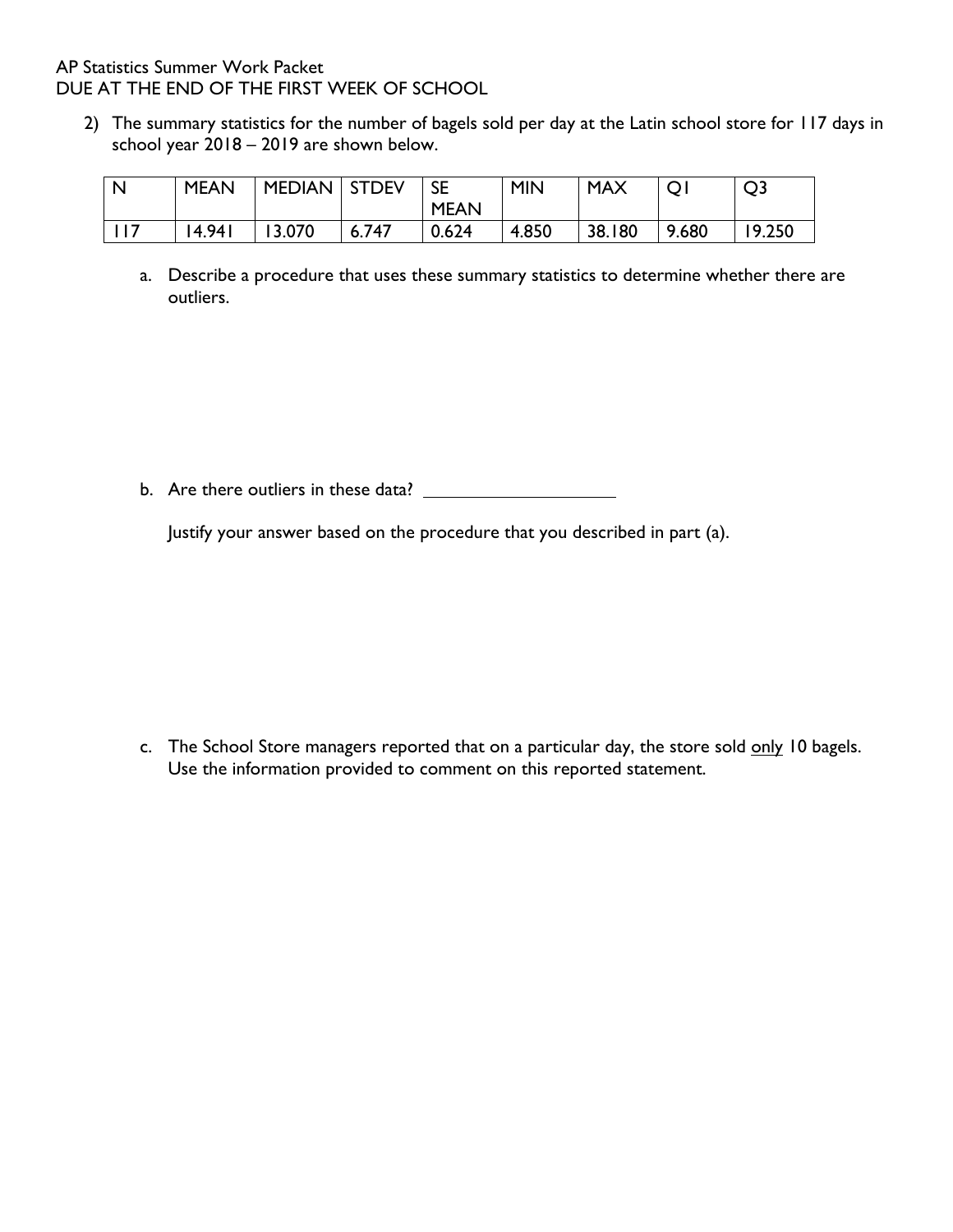AP Statistics Summer Work Packet
DUE AT THE END OF THE FIRST WEEK OF SCHOOL

2) The summary statistics for the number of bagels sold per day at the Latin school store for 117 days in school year 2018 – 2019 are shown below.

| N | MEAN | MEDIAN | STDEV | SE MEAN | MIN | MAX | Q1 | Q3 |
|---|---|---|---|---|---|---|---|---|
| 117 | 14.941 | 13.070 | 6.747 | 0.624 | 4.850 | 38.180 | 9.680 | 19.250 |

a. Describe a procedure that uses these summary statistics to determine whether there are outliers.

b. Are there outliers in these data? ____________________

Justify your answer based on the procedure that you described in part (a).

c. The School Store managers reported that on a particular day, the store sold <u>only</u> 10 bagels. Use the information provided to comment on this reported statement.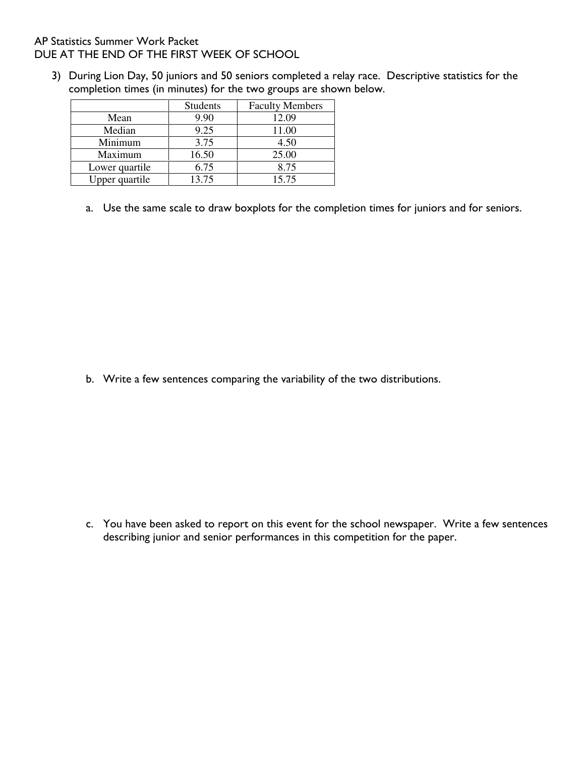AP Statistics Summer Work Packet
DUE AT THE END OF THE FIRST WEEK OF SCHOOL

3) During Lion Day, 50 juniors and 50 seniors completed a relay race. Descriptive statistics for the completion times (in minutes) for the two groups are shown below.

| | Students | Faculty Members |
|---|---|---|
| Mean | 9.90 | 12.09 |
| Median | 9.25 | 11.00 |
| Minimum | 3.75 | 4.50 |
| Maximum | 16.50 | 25.00 |
| Lower quartile | 6.75 | 8.75 |
| Upper quartile | 13.75 | 15.75 |

a. Use the same scale to draw boxplots for the completion times for juniors and for seniors.

b. Write a few sentences comparing the variability of the two distributions.

c. You have been asked to report on this event for the school newspaper. Write a few sentences describing junior and senior performances in this competition for the paper.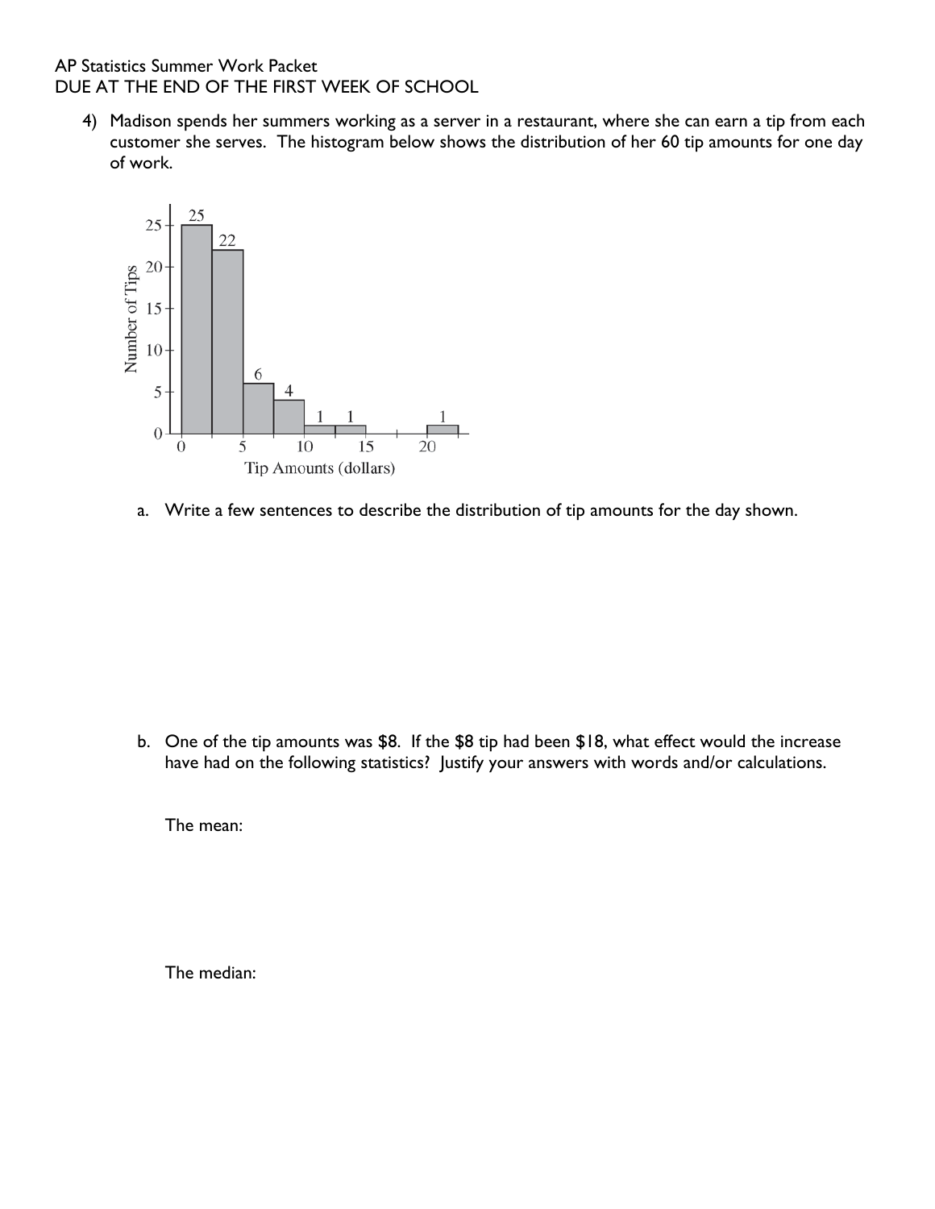4) Madison spends her summers working as a server in a restaurant, where she can earn a tip from each customer she serves. The histogram below shows the distribution of her 60 tip amounts for one day of work.

   a. Write a few sentences to describe the distribution of tip amounts for the day shown.

   b. One of the tip amounts was $8. If the $8 tip had been $18, what effect would the increase have had on the following statistics? Justify your answers with words and/or calculations.

      The mean:

      The median: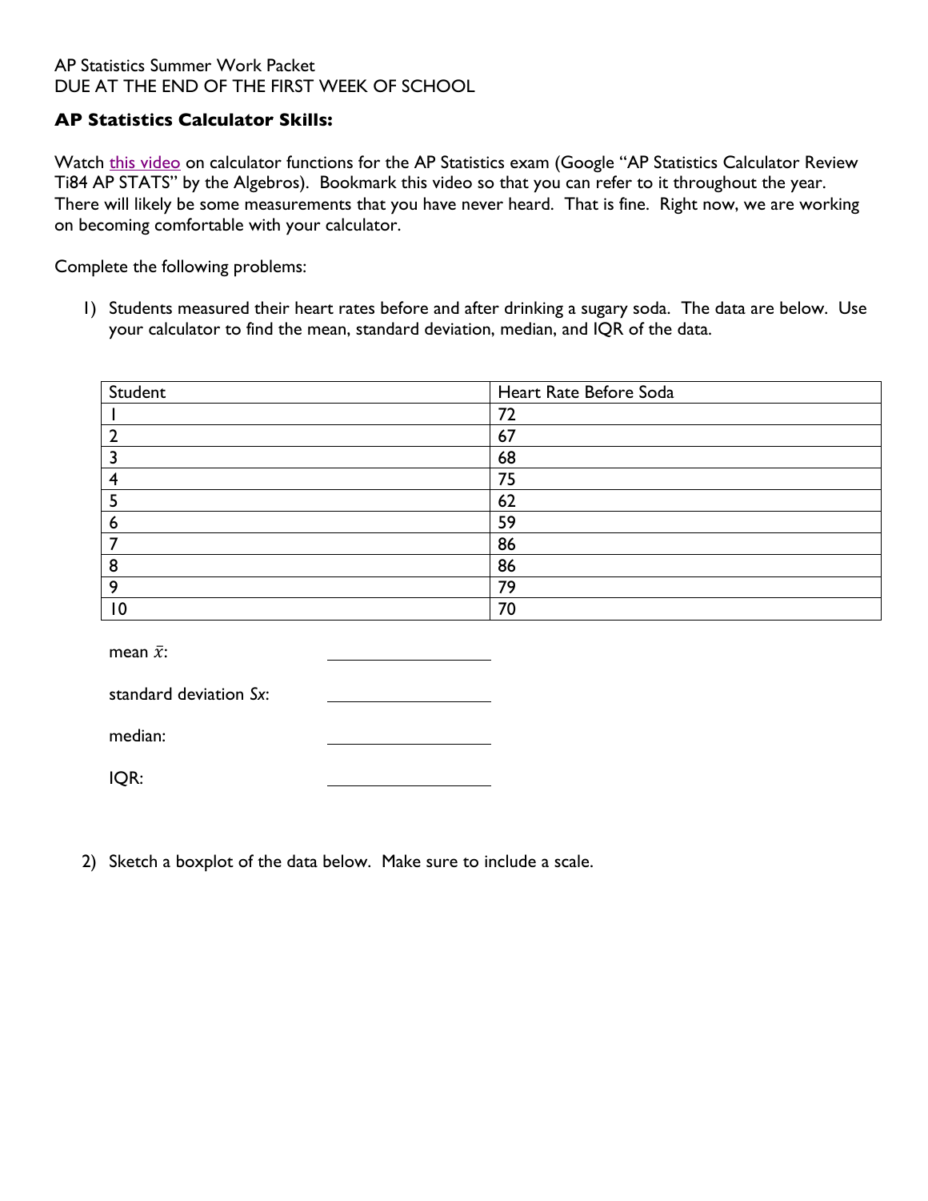AP Statistics Summer Work Packet
DUE AT THE END OF THE FIRST WEEK OF SCHOOL

**AP Statistics Calculator Skills:**

Watch this video on calculator functions for the AP Statistics exam (Google "AP Statistics Calculator Review Ti84 AP STATS" by the Algebros). Bookmark this video so that you can refer to it throughout the year. There will likely be some measurements that you have never heard. That is fine. Right now, we are working on becoming comfortable with your calculator.

Complete the following problems:

1) Students measured their heart rates before and after drinking a sugary soda. The data are below. Use your calculator to find the mean, standard deviation, median, and IQR of the data.

| Student | Heart Rate Before Soda |
|---|---|
| 1 | 72 |
| 2 | 67 |
| 3 | 68 |
| 4 | 75 |
| 5 | 62 |
| 6 | 59 |
| 7 | 86 |
| 8 | 86 |
| 9 | 79 |
| 10 | 70 |

mean $\bar{x}$: ____________

standard deviation $Sx$: ____________

median: ____________

IQR: ____________

2) Sketch a boxplot of the data below. Make sure to include a scale.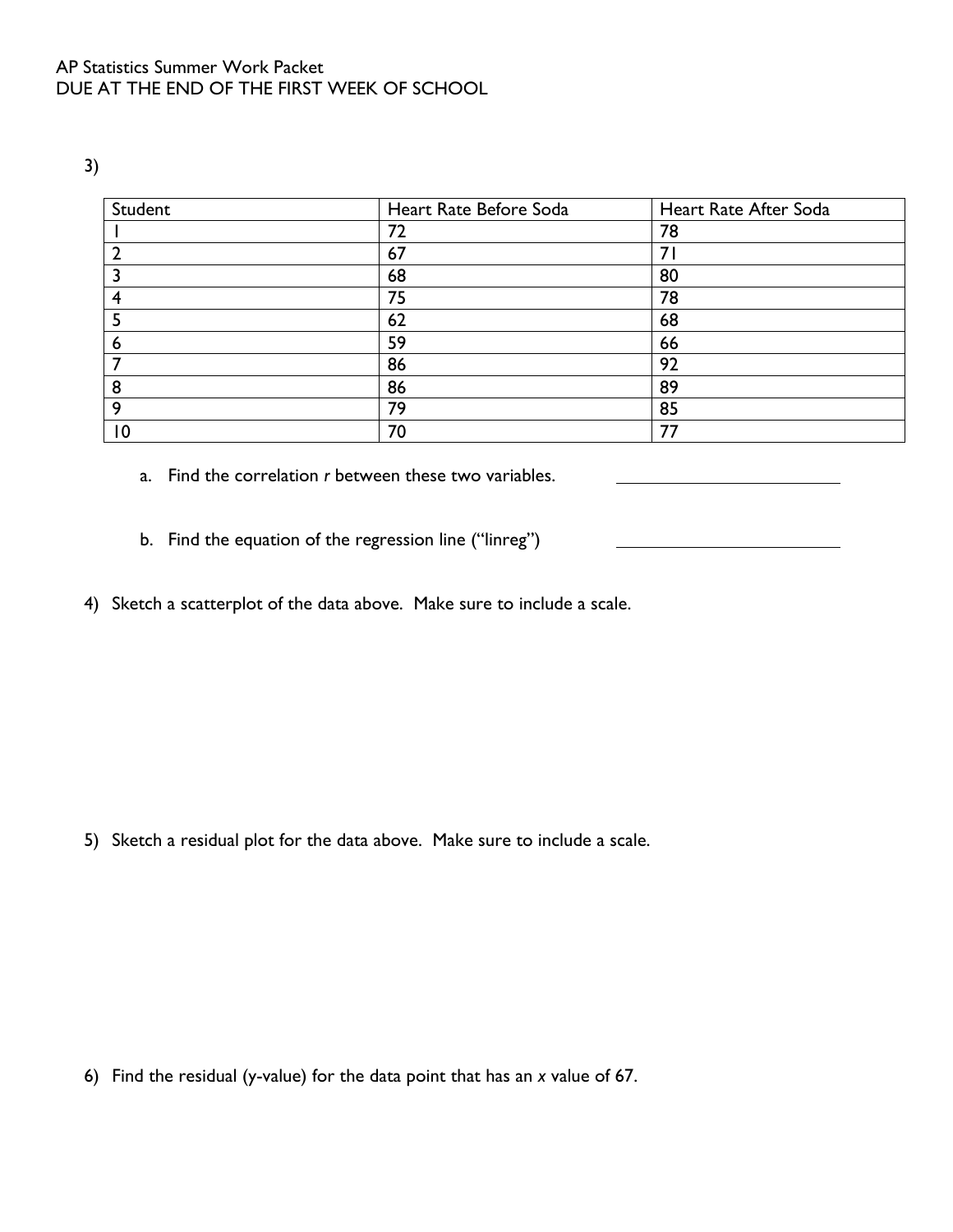AP Statistics Summer Work Packet
DUE AT THE END OF THE FIRST WEEK OF SCHOOL

3)

| Student | Heart Rate Before Soda | Heart Rate After Soda |
|---|---|---|
| 1 | 72 | 78 |
| 2 | 67 | 71 |
| 3 | 68 | 80 |
| 4 | 75 | 78 |
| 5 | 62 | 68 |
| 6 | 59 | 66 |
| 7 | 86 | 92 |
| 8 | 86 | 89 |
| 9 | 79 | 85 |
| 10 | 70 | 77 |

a. Find the correlation *r* between these two variables. ______________________

b. Find the equation of the regression line ("linreg") ______________________

4) Sketch a scatterplot of the data above. Make sure to include a scale.

5) Sketch a residual plot for the data above. Make sure to include a scale.

6) Find the residual (y-value) for the data point that has an *x* value of 67.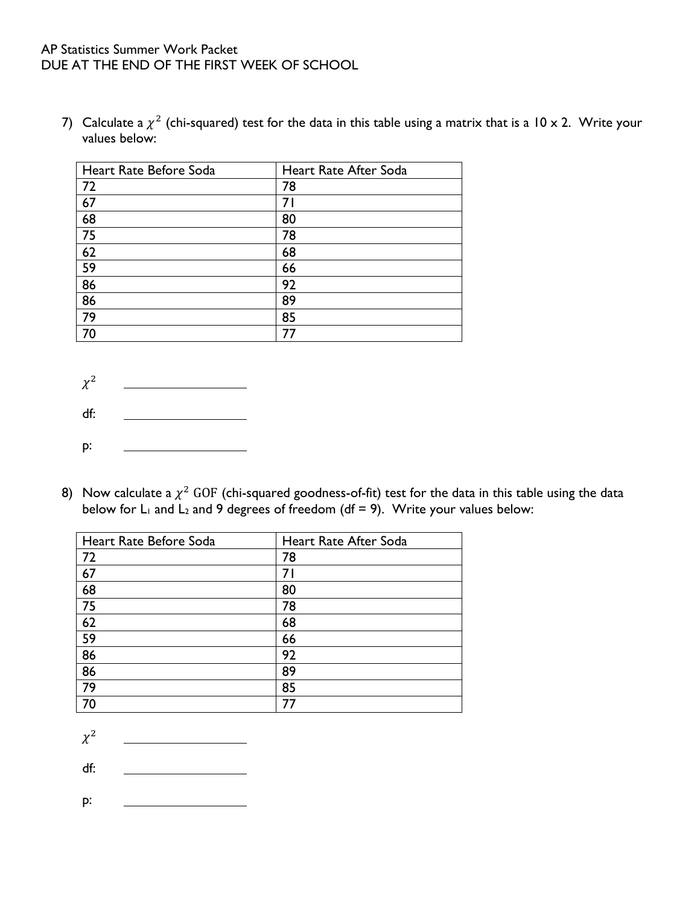AP Statistics Summer Work Packet
DUE AT THE END OF THE FIRST WEEK OF SCHOOL

7) Calculate a $\chi^2$ (chi-squared) test for the data in this table using a matrix that is a 10 x 2. Write your values below:

| Heart Rate Before Soda | Heart Rate After Soda |
|---|---|
| 72 | 78 |
| 67 | 71 |
| 68 | 80 |
| 75 | 78 |
| 62 | 68 |
| 59 | 66 |
| 86 | 92 |
| 86 | 89 |
| 79 | 85 |
| 70 | 77 |

$\chi^2$ \_\_\_\_\_\_\_\_\_\_\_\_\_\_\_\_

df: \_\_\_\_\_\_\_\_\_\_\_\_\_\_\_\_

p: \_\_\_\_\_\_\_\_\_\_\_\_\_\_\_\_

8) Now calculate a $\chi^2$ GOF (chi-squared goodness-of-fit) test for the data in this table using the data below for $L_1$ and $L_2$ and 9 degrees of freedom (df = 9). Write your values below:

| Heart Rate Before Soda | Heart Rate After Soda |
|---|---|
| 72 | 78 |
| 67 | 71 |
| 68 | 80 |
| 75 | 78 |
| 62 | 68 |
| 59 | 66 |
| 86 | 92 |
| 86 | 89 |
| 79 | 85 |
| 70 | 77 |

$\chi^2$ \_\_\_\_\_\_\_\_\_\_\_\_\_\_\_\_

df: \_\_\_\_\_\_\_\_\_\_\_\_\_\_\_\_

p: \_\_\_\_\_\_\_\_\_\_\_\_\_\_\_\_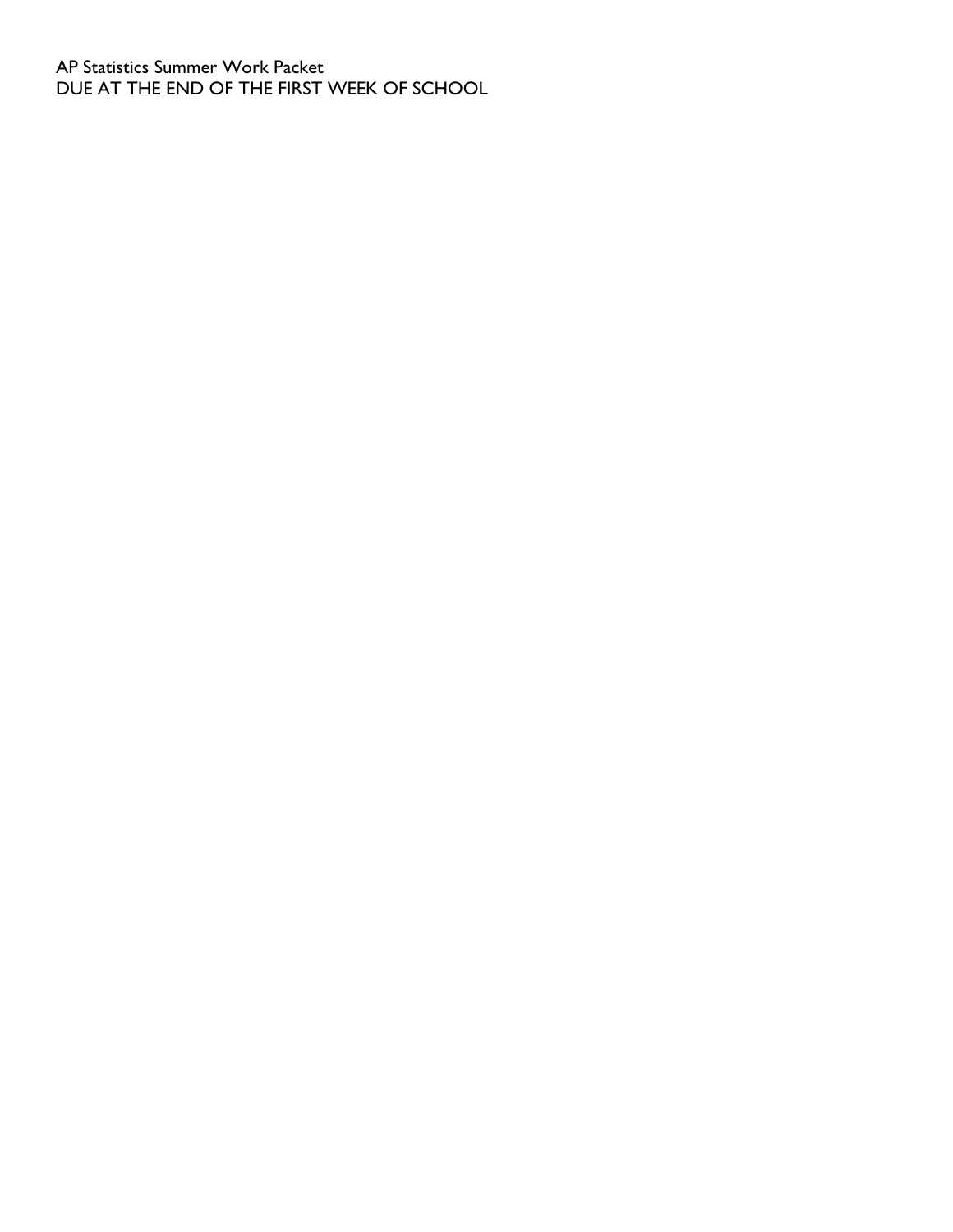AP Statistics Summer Work Packet
DUE AT THE END OF THE FIRST WEEK OF SCHOOL